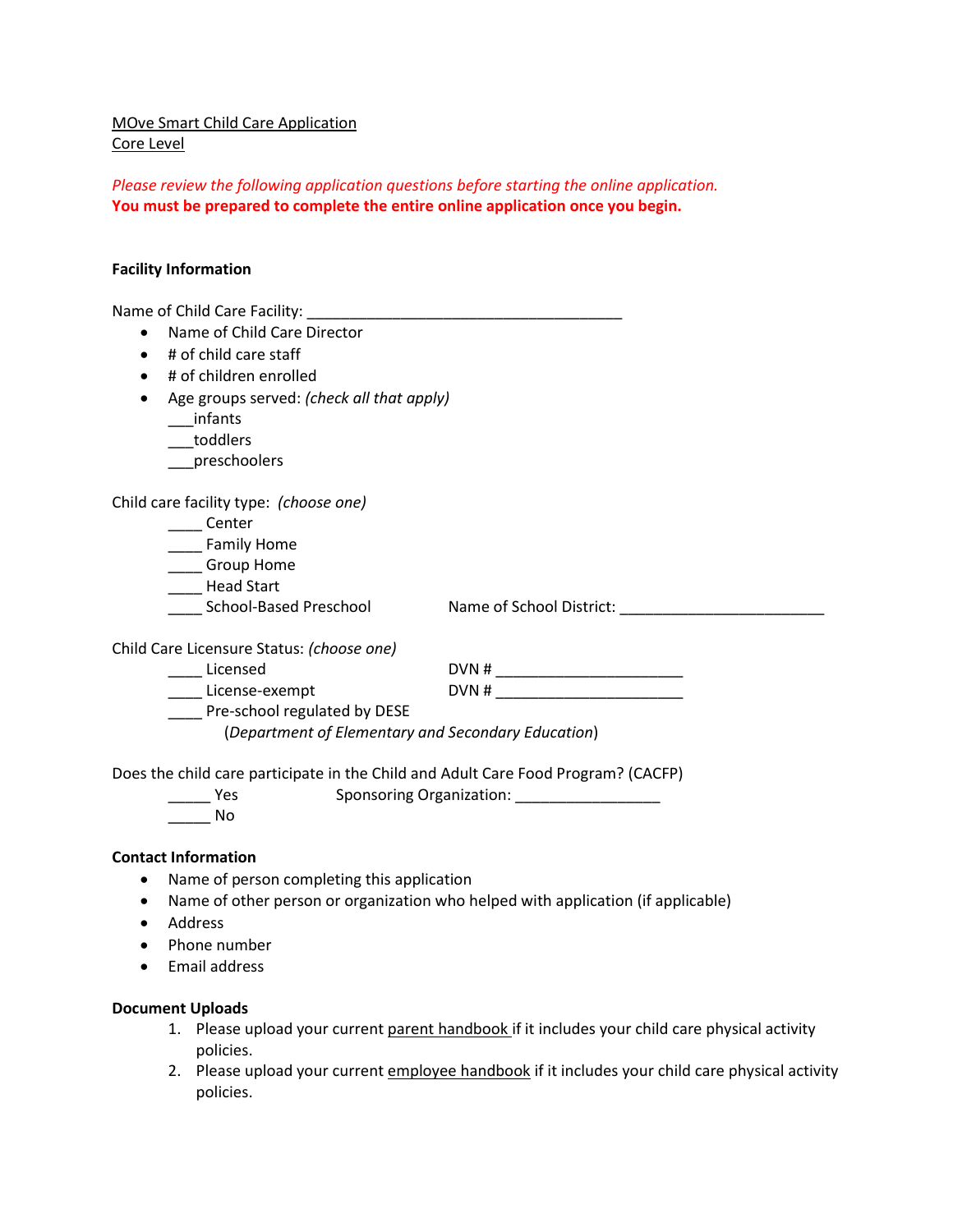<u>MOve Smart Child Care Application</u>
<u>Core Level</u>

*Please review the following application questions before starting the online application.*
**You must be prepared to complete the entire online application once you begin.**

**Facility Information**

Name of Child Care Facility: _______________________________________

- Name of Child Care Director
- # of child care staff
- # of children enrolled
- Age groups served: *(check all that apply)*
  ___infants
  ___toddlers
  ___preschoolers

Child care facility type: *(choose one)*

____ Center
____ Family Home
____ Group Home
____ Head Start
____ School-Based Preschool Name of School District: _________________________

Child Care Licensure Status: *(choose one)*

____ Licensed DVN # ______________________
____ License-exempt DVN # ______________________
____ Pre-school regulated by DESE
(*Department of Elementary and Secondary Education*)

Does the child care participate in the Child and Adult Care Food Program? (CACFP)

_____ Yes Sponsoring Organization: _________________
_____ No

**Contact Information**

- Name of person completing this application
- Name of other person or organization who helped with application (if applicable)
- Address
- Phone number
- Email address

**Document Uploads**

1. Please upload your current <u>parent handbook</u> if it includes your child care physical activity policies.
2. Please upload your current <u>employee handbook</u> if it includes your child care physical activity policies.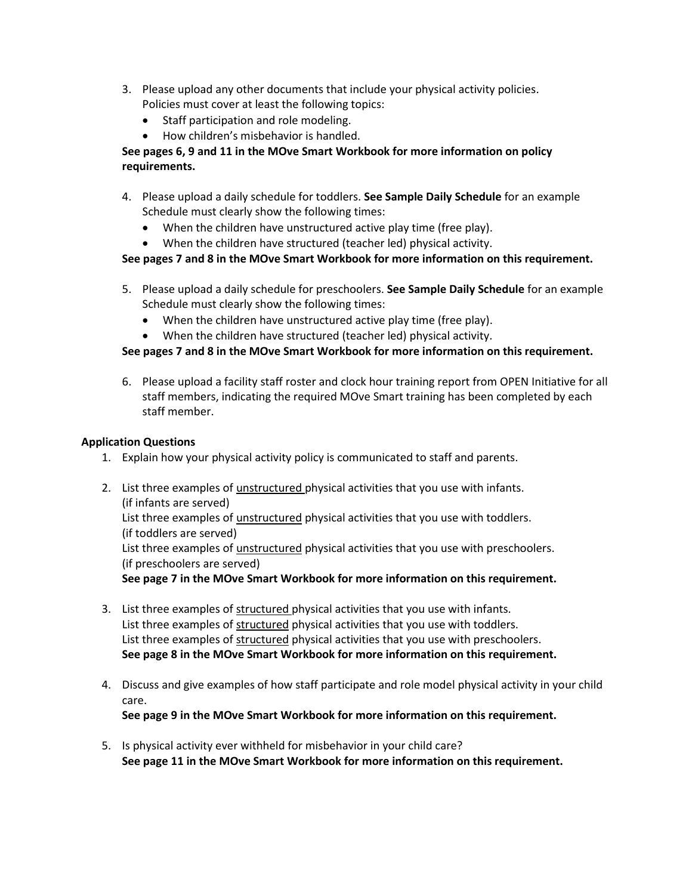3. Please upload any other documents that include your physical activity policies. Policies must cover at least the following topics:
   - Staff participation and role modeling.
   - How children's misbehavior is handled.

   **See pages 6, 9 and 11 in the MOve Smart Workbook for more information on policy requirements.**

4. Please upload a daily schedule for toddlers. **See Sample Daily Schedule** for an example Schedule must clearly show the following times:
   - When the children have unstructured active play time (free play).
   - When the children have structured (teacher led) physical activity.

   **See pages 7 and 8 in the MOve Smart Workbook for more information on this requirement.**

5. Please upload a daily schedule for preschoolers. **See Sample Daily Schedule** for an example Schedule must clearly show the following times:
   - When the children have unstructured active play time (free play).
   - When the children have structured (teacher led) physical activity.

   **See pages 7 and 8 in the MOve Smart Workbook for more information on this requirement.**

6. Please upload a facility staff roster and clock hour training report from OPEN Initiative for all staff members, indicating the required MOve Smart training has been completed by each staff member.

**Application Questions**

1. Explain how your physical activity policy is communicated to staff and parents.

2. List three examples of <u>unstructured</u> physical activities that you use with infants. (if infants are served)
   List three examples of <u>unstructured</u> physical activities that you use with toddlers. (if toddlers are served)
   List three examples of <u>unstructured</u> physical activities that you use with preschoolers. (if preschoolers are served)
   **See page 7 in the MOve Smart Workbook for more information on this requirement.**

3. List three examples of <u>structured</u> physical activities that you use with infants.
   List three examples of <u>structured</u> physical activities that you use with toddlers.
   List three examples of <u>structured</u> physical activities that you use with preschoolers.
   **See page 8 in the MOve Smart Workbook for more information on this requirement.**

4. Discuss and give examples of how staff participate and role model physical activity in your child care.
   **See page 9 in the MOve Smart Workbook for more information on this requirement.**

5. Is physical activity ever withheld for misbehavior in your child care?
   **See page 11 in the MOve Smart Workbook for more information on this requirement.**